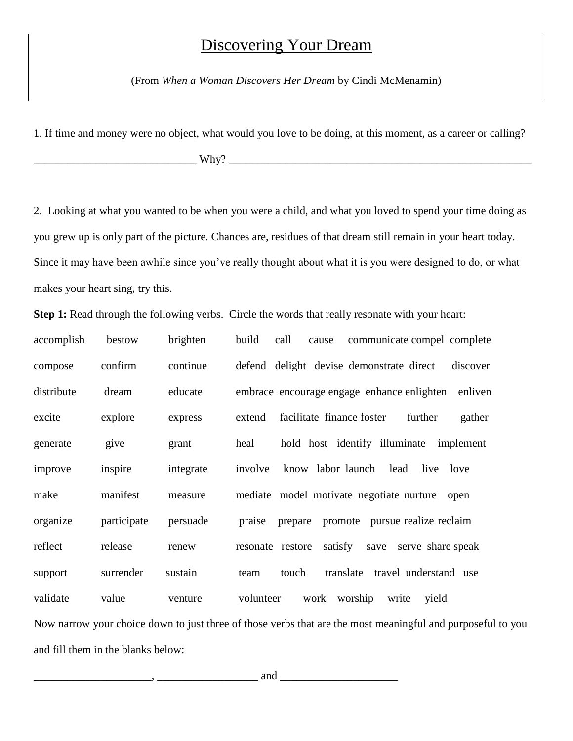# Discovering Your Dream

(From *When a Woman Discovers Her Dream* by Cindi McMenamin)

1. If time and money were no object, what would you love to be doing, at this moment, as a career or calling?

_____________________________ Why? _______________________________________________________

2. Looking at what you wanted to be when you were a child, and what you loved to spend your time doing as you grew up is only part of the picture. Chances are, residues of that dream still remain in your heart today. Since it may have been awhile since you've really thought about what it is you were designed to do, or what makes your heart sing, try this.

**Step 1:** Read through the following verbs. Circle the words that really resonate with your heart:

accomplish bestow brighten build call cause communicate compel complete

compose confirm continue defend delight devise demonstrate direct discover

distribute dream educate embrace encourage engage enhance enlighten enliven

excite explore express extend facilitate finance foster further gather

generate give grant heal hold host identify illuminate implement

improve inspire integrate involve know labor launch lead live love

make manifest measure mediate model motivate negotiate nurture open

organize participate persuade praise prepare promote pursue realize reclaim

reflect release renew resonate restore satisfy save serve share speak

support surrender sustain team touch translate travel understand use

validate value venture volunteer work worship write yield

Now narrow your choice down to just three of those verbs that are the most meaningful and purposeful to you and fill them in the blanks below:

_____________________, __________________ and _____________________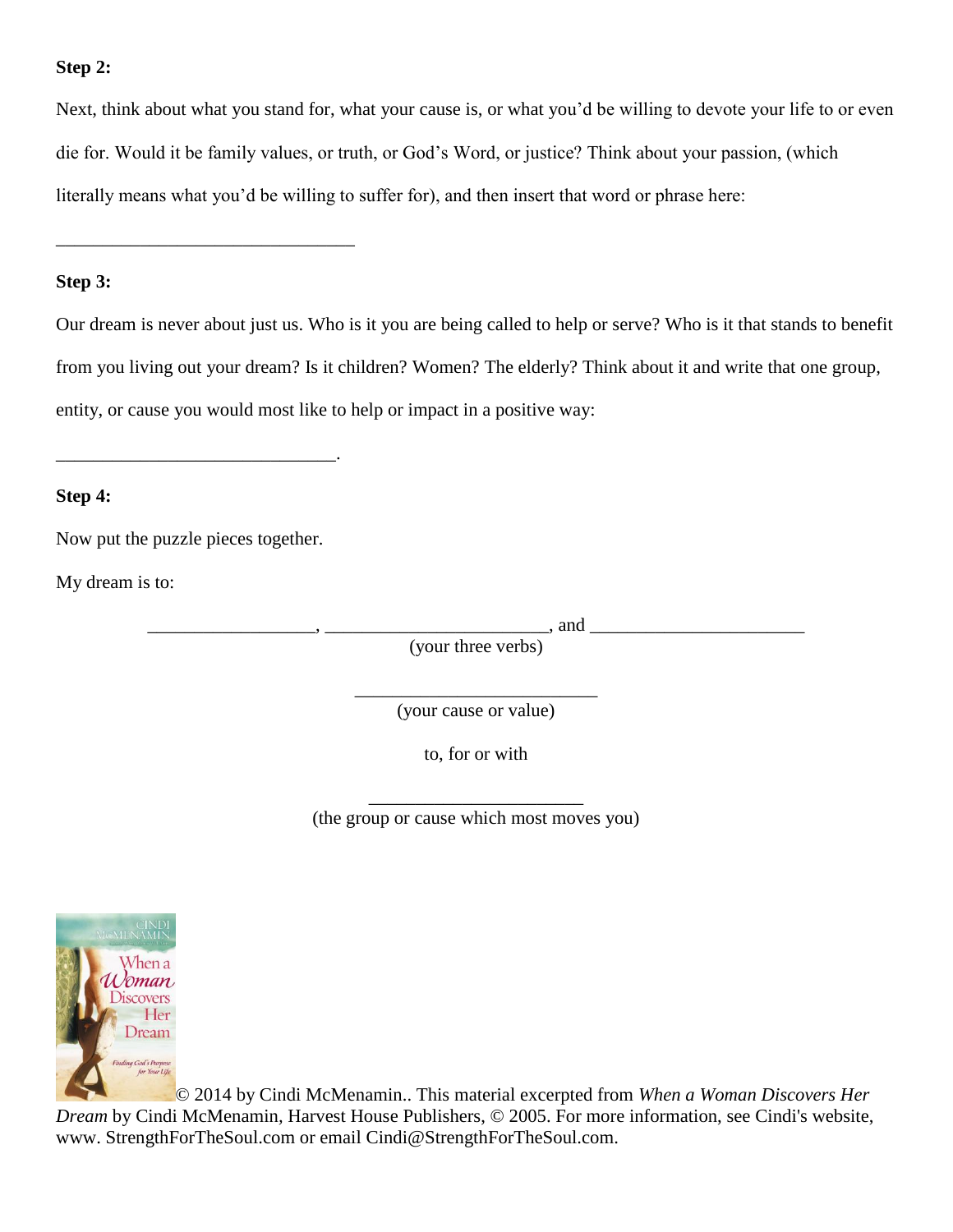**Step 2:**

Next, think about what you stand for, what your cause is, or what you'd be willing to devote your life to or even die for. Would it be family values, or truth, or God's Word, or justice? Think about your passion, (which literally means what you'd be willing to suffer for), and then insert that word or phrase here:

_________________________________

**Step 3:**

Our dream is never about just us. Who is it you are being called to help or serve? Who is it that stands to benefit from you living out your dream? Is it children? Women? The elderly? Think about it and write that one group, entity, or cause you would most like to help or impact in a positive way:

_______________________________.

**Step 4:**

Now put the puzzle pieces together.

My dream is to:

__________________, ________________________, and _______________________
(your three verbs)

__________________________
(your cause or value)

to, for or with

_______________________
(the group or cause which most moves you)

© 2014 by Cindi McMenamin.. This material excerpted from *When a Woman Discovers Her Dream* by Cindi McMenamin, Harvest House Publishers, © 2005. For more information, see Cindi's website, www. StrengthForTheSoul.com or email Cindi@StrengthForTheSoul.com.